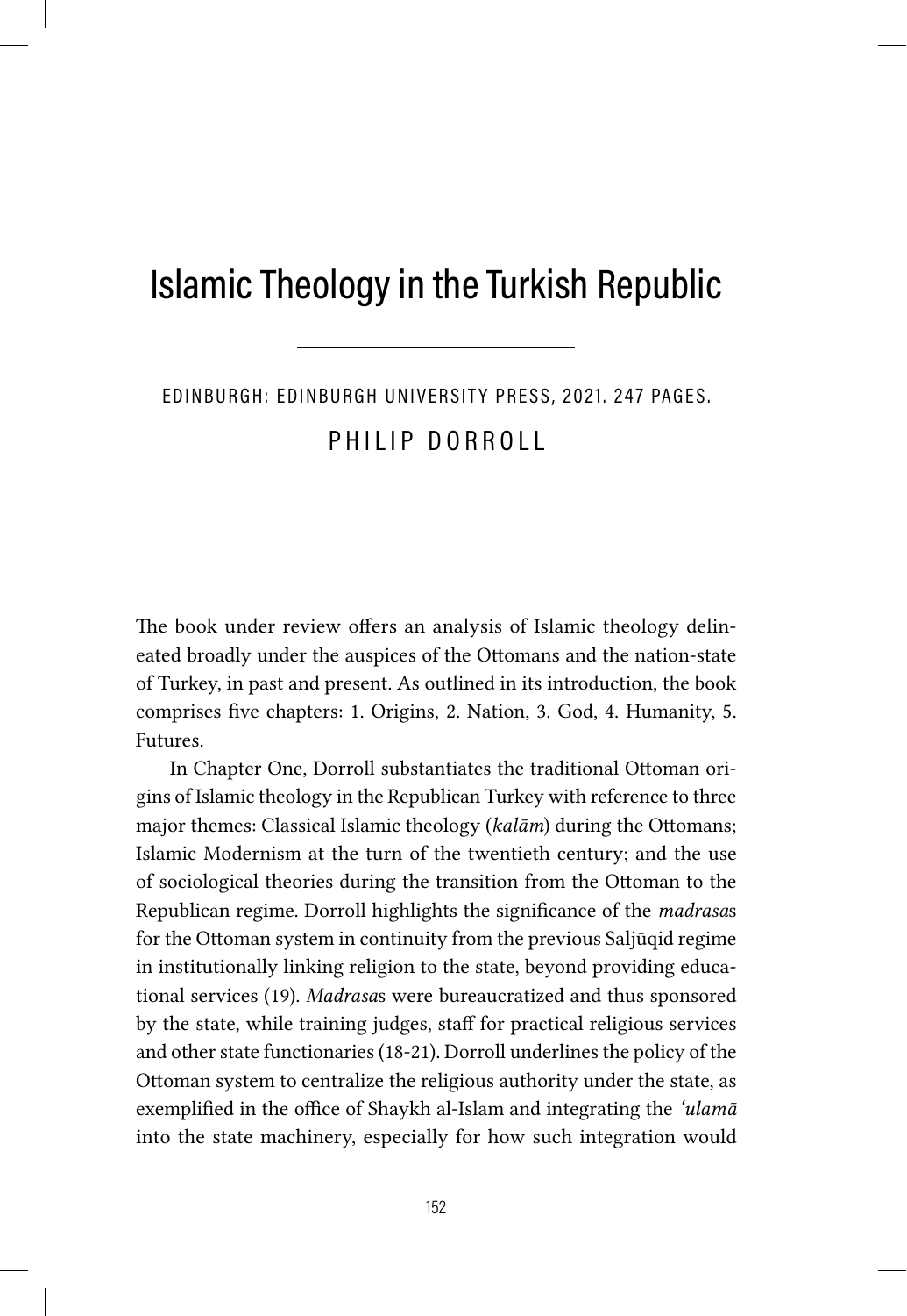# Islamic Theology in the Turkish Republic

EDINBURGH: EDINBURGH UNIVERSITY PRESS, 2021. 247 PAGES.

PHILIP DORROLL

The book under review offers an analysis of Islamic theology delineated broadly under the auspices of the Ottomans and the nation-state of Turkey, in past and present. As outlined in its introduction, the book comprises five chapters: 1. Origins, 2. Nation, 3. God, 4. Humanity, 5. Futures.

In Chapter One, Dorroll substantiates the traditional Ottoman origins of Islamic theology in the Republican Turkey with reference to three major themes: Classical Islamic theology (*kalām*) during the Ottomans; Islamic Modernism at the turn of the twentieth century; and the use of sociological theories during the transition from the Ottoman to the Republican regime. Dorroll highlights the significance of the *madrasa*s for the Ottoman system in continuity from the previous Saljūqid regime in institutionally linking religion to the state, beyond providing educational services (19). *Madrasa*s were bureaucratized and thus sponsored by the state, while training judges, staff for practical religious services and other state functionaries (18-21). Dorroll underlines the policy of the Ottoman system to centralize the religious authority under the state, as exemplified in the office of Shaykh al-Islam and integrating the *ʿulamā* into the state machinery, especially for how such integration would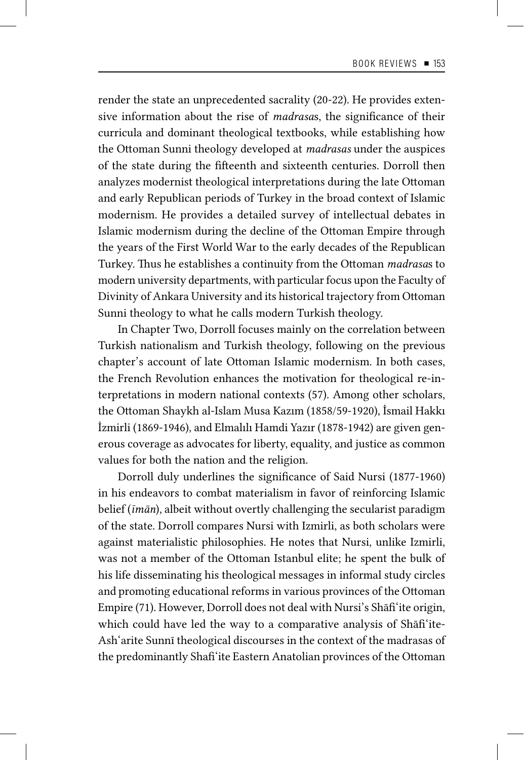render the state an unprecedented sacrality (20-22). He provides extensive information about the rise of *madrasa*s, the significance of their curricula and dominant theological textbooks, while establishing how the Ottoman Sunni theology developed at *madrasas* under the auspices of the state during the fifteenth and sixteenth centuries. Dorroll then analyzes modernist theological interpretations during the late Ottoman and early Republican periods of Turkey in the broad context of Islamic modernism. He provides a detailed survey of intellectual debates in Islamic modernism during the decline of the Ottoman Empire through the years of the First World War to the early decades of the Republican Turkey. Thus he establishes a continuity from the Ottoman *madrasa*s to modern university departments, with particular focus upon the Faculty of Divinity of Ankara University and its historical trajectory from Ottoman Sunni theology to what he calls modern Turkish theology.

In Chapter Two, Dorroll focuses mainly on the correlation between Turkish nationalism and Turkish theology, following on the previous chapter's account of late Ottoman Islamic modernism. In both cases, the French Revolution enhances the motivation for theological re-interpretations in modern national contexts (57). Among other scholars, the Ottoman Shaykh al-Islam Musa Kazım (1858/59-1920), İsmail Hakkı İzmirli (1869-1946), and Elmalılı Hamdi Yazır (1878-1942) are given generous coverage as advocates for liberty, equality, and justice as common values for both the nation and the religion.

Dorroll duly underlines the significance of Said Nursi (1877-1960) in his endeavors to combat materialism in favor of reinforcing Islamic belief (*īmān*), albeit without overtly challenging the secularist paradigm of the state. Dorroll compares Nursi with Izmirli, as both scholars were against materialistic philosophies. He notes that Nursi, unlike Izmirli, was not a member of the Ottoman Istanbul elite; he spent the bulk of his life disseminating his theological messages in informal study circles and promoting educational reforms in various provinces of the Ottoman Empire (71). However, Dorroll does not deal with Nursi's Shāfiʿite origin, which could have led the way to a comparative analysis of Shāfiʿite-Ashʿarite Sunnī theological discourses in the context of the madrasas of the predominantly Shafiʿite Eastern Anatolian provinces of the Ottoman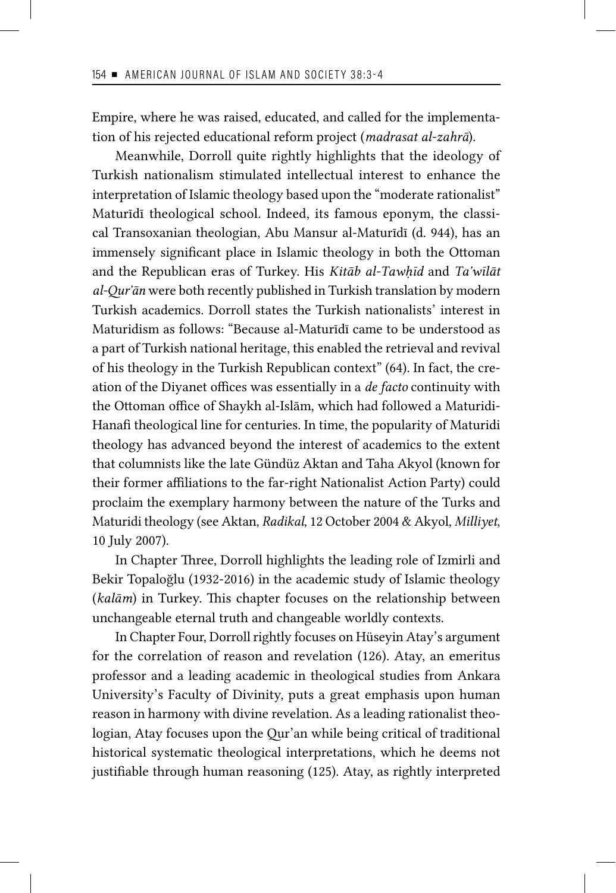Empire, where he was raised, educated, and called for the implementation of his rejected educational reform project (*madrasat al-zahrā*).

Meanwhile, Dorroll quite rightly highlights that the ideology of Turkish nationalism stimulated intellectual interest to enhance the interpretation of Islamic theology based upon the "moderate rationalist" Maturīdī theological school. Indeed, its famous eponym, the classical Transoxanian theologian, Abu Mansur al-Maturīdī (d. 944), has an immensely significant place in Islamic theology in both the Ottoman and the Republican eras of Turkey. His *Kitāb al-Tawḥīd* and *Ta'wīlāt al-Qur'ān* were both recently published in Turkish translation by modern Turkish academics. Dorroll states the Turkish nationalists' interest in Maturidism as follows: "Because al-Maturīdī came to be understood as a part of Turkish national heritage, this enabled the retrieval and revival of his theology in the Turkish Republican context" (64). In fact, the creation of the Diyanet offices was essentially in a *de facto* continuity with the Ottoman office of Shaykh al-Islām, which had followed a Maturidi-Hanafi theological line for centuries. In time, the popularity of Maturidi theology has advanced beyond the interest of academics to the extent that columnists like the late Gündüz Aktan and Taha Akyol (known for their former affiliations to the far-right Nationalist Action Party) could proclaim the exemplary harmony between the nature of the Turks and Maturidi theology (see Aktan, *Radikal*, 12 October 2004 & Akyol, *Milliyet*, 10 July 2007).

In Chapter Three, Dorroll highlights the leading role of Izmirli and Bekir Topaloğlu (1932-2016) in the academic study of Islamic theology (*kalām*) in Turkey. This chapter focuses on the relationship between unchangeable eternal truth and changeable worldly contexts.

In Chapter Four, Dorroll rightly focuses on Hüseyin Atay's argument for the correlation of reason and revelation (126). Atay, an emeritus professor and a leading academic in theological studies from Ankara University's Faculty of Divinity, puts a great emphasis upon human reason in harmony with divine revelation. As a leading rationalist theologian, Atay focuses upon the Qur'an while being critical of traditional historical systematic theological interpretations, which he deems not justifiable through human reasoning (125). Atay, as rightly interpreted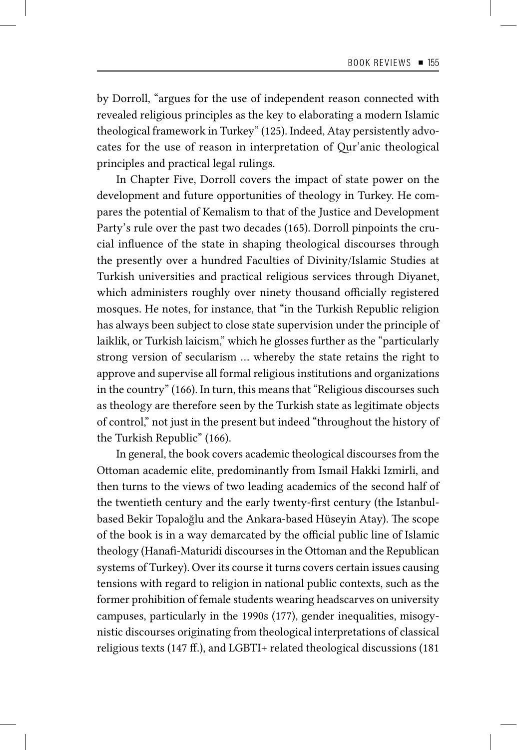by Dorroll, "argues for the use of independent reason connected with revealed religious principles as the key to elaborating a modern Islamic theological framework in Turkey" (125). Indeed, Atay persistently advocates for the use of reason in interpretation of Qur'anic theological principles and practical legal rulings.

In Chapter Five, Dorroll covers the impact of state power on the development and future opportunities of theology in Turkey. He compares the potential of Kemalism to that of the Justice and Development Party's rule over the past two decades (165). Dorroll pinpoints the crucial influence of the state in shaping theological discourses through the presently over a hundred Faculties of Divinity/Islamic Studies at Turkish universities and practical religious services through Diyanet, which administers roughly over ninety thousand officially registered mosques. He notes, for instance, that "in the Turkish Republic religion has always been subject to close state supervision under the principle of laiklik, or Turkish laicism," which he glosses further as the "particularly strong version of secularism … whereby the state retains the right to approve and supervise all formal religious institutions and organizations in the country" (166). In turn, this means that "Religious discourses such as theology are therefore seen by the Turkish state as legitimate objects of control," not just in the present but indeed "throughout the history of the Turkish Republic" (166).

In general, the book covers academic theological discourses from the Ottoman academic elite, predominantly from Ismail Hakki Izmirli, and then turns to the views of two leading academics of the second half of the twentieth century and the early twenty-first century (the Istanbul-based Bekir Topaloğlu and the Ankara-based Hüseyin Atay). The scope of the book is in a way demarcated by the official public line of Islamic theology (Hanafi-Maturidi discourses in the Ottoman and the Republican systems of Turkey). Over its course it turns covers certain issues causing tensions with regard to religion in national public contexts, such as the former prohibition of female students wearing headscarves on university campuses, particularly in the 1990s (177), gender inequalities, misogynistic discourses originating from theological interpretations of classical religious texts (147 ff.), and LGBTI+ related theological discussions (181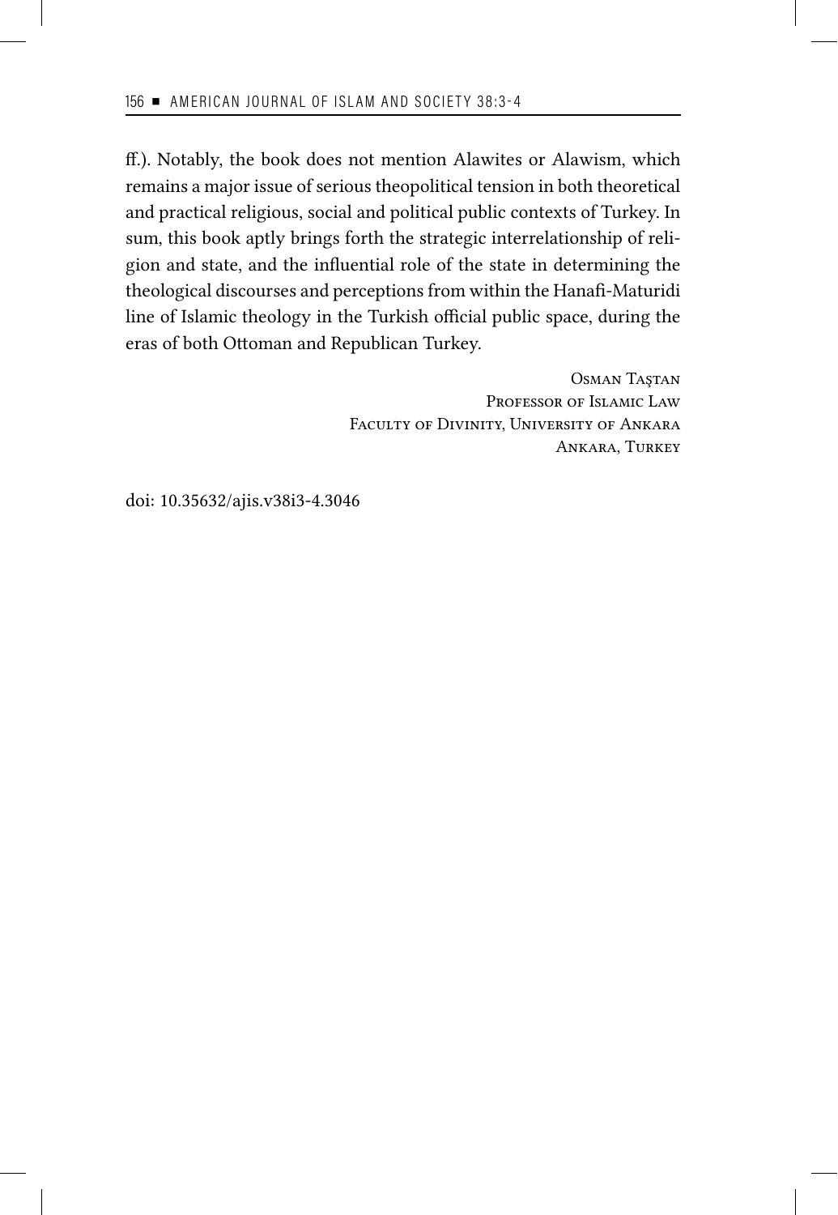ff.). Notably, the book does not mention Alawites or Alawism, which remains a major issue of serious theopolitical tension in both theoretical and practical religious, social and political public contexts of Turkey. In sum, this book aptly brings forth the strategic interrelationship of religion and state, and the influential role of the state in determining the theological discourses and perceptions from within the Hanafi-Maturidi line of Islamic theology in the Turkish official public space, during the eras of both Ottoman and Republican Turkey.

Osman Taştan
Professor of Islamic Law
Faculty of Divinity, University of Ankara
Ankara, Turkey

doi: 10.35632/ajis.v38i3-4.3046